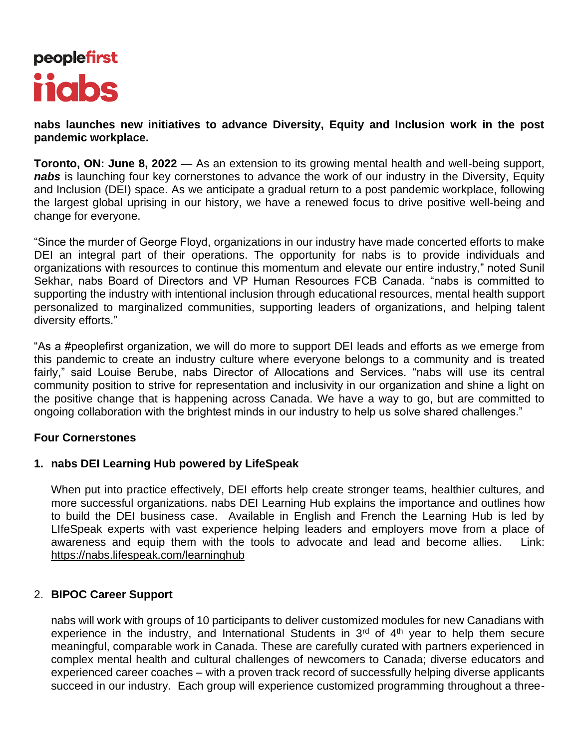peoplefirst

nabs

**nabs launches new initiatives to advance Diversity, Equity and Inclusion work in the post pandemic workplace.**

**Toronto, ON: June 8, 2022** — As an extension to its growing mental health and well-being support, ***nabs*** is launching four key cornerstones to advance the work of our industry in the Diversity, Equity and Inclusion (DEI) space. As we anticipate a gradual return to a post pandemic workplace, following the largest global uprising in our history, we have a renewed focus to drive positive well-being and change for everyone.

"Since the murder of George Floyd, organizations in our industry have made concerted efforts to make DEI an integral part of their operations. The opportunity for nabs is to provide individuals and organizations with resources to continue this momentum and elevate our entire industry," noted Sunil Sekhar, nabs Board of Directors and VP Human Resources FCB Canada. "nabs is committed to supporting the industry with intentional inclusion through educational resources, mental health support personalized to marginalized communities, supporting leaders of organizations, and helping talent diversity efforts."

"As a #peoplefirst organization, we will do more to support DEI leads and efforts as we emerge from this pandemic to create an industry culture where everyone belongs to a community and is treated fairly," said Louise Berube, nabs Director of Allocations and Services. "nabs will use its central community position to strive for representation and inclusivity in our organization and shine a light on the positive change that is happening across Canada. We have a way to go, but are committed to ongoing collaboration with the brightest minds in our industry to help us solve shared challenges."

**Four Cornerstones**

1. **nabs DEI Learning Hub powered by LifeSpeak**

   When put into practice effectively, DEI efforts help create stronger teams, healthier cultures, and more successful organizations. nabs DEI Learning Hub explains the importance and outlines how to build the DEI business case. Available in English and French the Learning Hub is led by LIfeSpeak experts with vast experience helping leaders and employers move from a place of awareness and equip them with the tools to advocate and lead and become allies. Link: https://nabs.lifespeak.com/learninghub

2. **BIPOC Career Support**

   nabs will work with groups of 10 participants to deliver customized modules for new Canadians with experience in the industry, and International Students in 3rd of 4th year to help them secure meaningful, comparable work in Canada. These are carefully curated with partners experienced in complex mental health and cultural challenges of newcomers to Canada; diverse educators and experienced career coaches – with a proven track record of successfully helping diverse applicants succeed in our industry. Each group will experience customized programming throughout a three-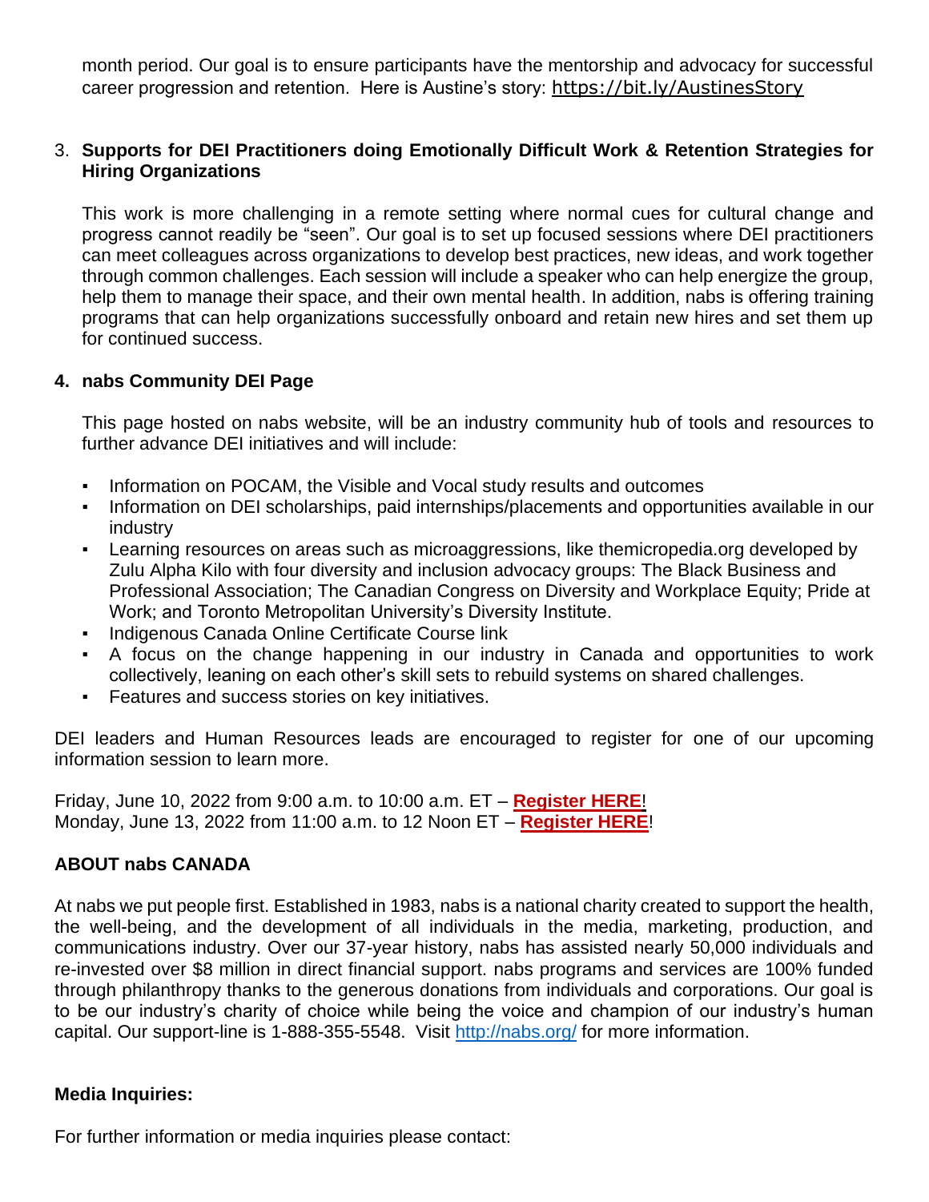month period. Our goal is to ensure participants have the mentorship and advocacy for successful career progression and retention. Here is Austine's story: https://bit.ly/AustinesStory

3. **Supports for DEI Practitioners doing Emotionally Difficult Work & Retention Strategies for Hiring Organizations**

   This work is more challenging in a remote setting where normal cues for cultural change and progress cannot readily be "seen". Our goal is to set up focused sessions where DEI practitioners can meet colleagues across organizations to develop best practices, new ideas, and work together through common challenges. Each session will include a speaker who can help energize the group, help them to manage their space, and their own mental health. In addition, nabs is offering training programs that can help organizations successfully onboard and retain new hires and set them up for continued success.

4. **nabs Community DEI Page**

   This page hosted on nabs website, will be an industry community hub of tools and resources to further advance DEI initiatives and will include:

   - Information on POCAM, the Visible and Vocal study results and outcomes
   - Information on DEI scholarships, paid internships/placements and opportunities available in our industry
   - Learning resources on areas such as microaggressions, like themicropedia.org developed by Zulu Alpha Kilo with four diversity and inclusion advocacy groups: The Black Business and Professional Association; The Canadian Congress on Diversity and Workplace Equity; Pride at Work; and Toronto Metropolitan University's Diversity Institute.
   - Indigenous Canada Online Certificate Course link
   - A focus on the change happening in our industry in Canada and opportunities to work collectively, leaning on each other's skill sets to rebuild systems on shared challenges.
   - Features and success stories on key initiatives.

DEI leaders and Human Resources leads are encouraged to register for one of our upcoming information session to learn more.

Friday, June 10, 2022 from 9:00 a.m. to 10:00 a.m. ET – **Register HERE**!
Monday, June 13, 2022 from 11:00 a.m. to 12 Noon ET – **Register HERE**!

**ABOUT nabs CANADA**

At nabs we put people first. Established in 1983, nabs is a national charity created to support the health, the well-being, and the development of all individuals in the media, marketing, production, and communications industry. Over our 37-year history, nabs has assisted nearly 50,000 individuals and re-invested over $8 million in direct financial support. nabs programs and services are 100% funded through philanthropy thanks to the generous donations from individuals and corporations. Our goal is to be our industry's charity of choice while being the voice and champion of our industry's human capital. Our support-line is 1-888-355-5548. Visit http://nabs.org/ for more information.

**Media Inquiries:**

For further information or media inquiries please contact: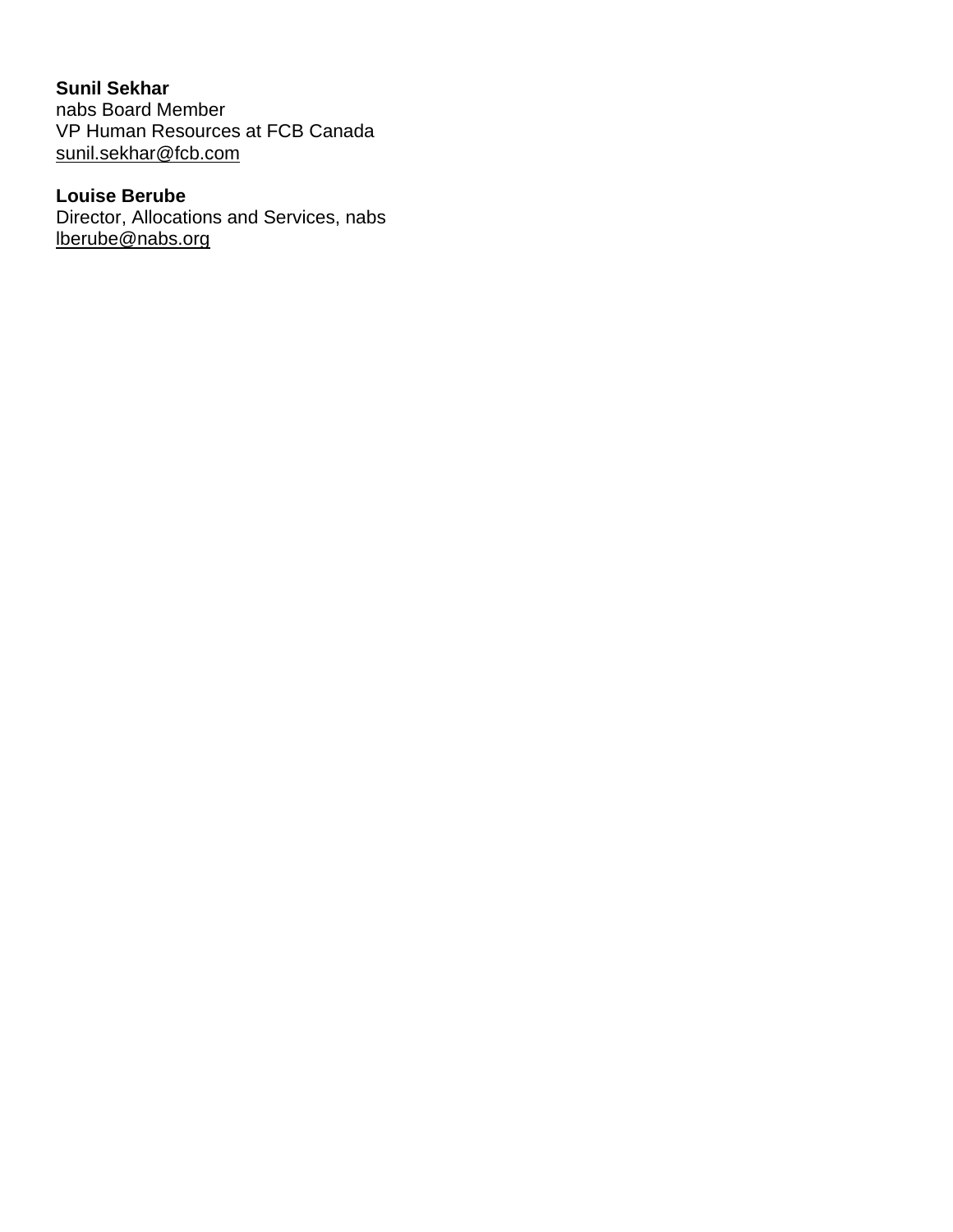**Sunil Sekhar**
nabs Board Member
VP Human Resources at FCB Canada
sunil.sekhar@fcb.com

**Louise Berube**
Director, Allocations and Services, nabs
lberube@nabs.org